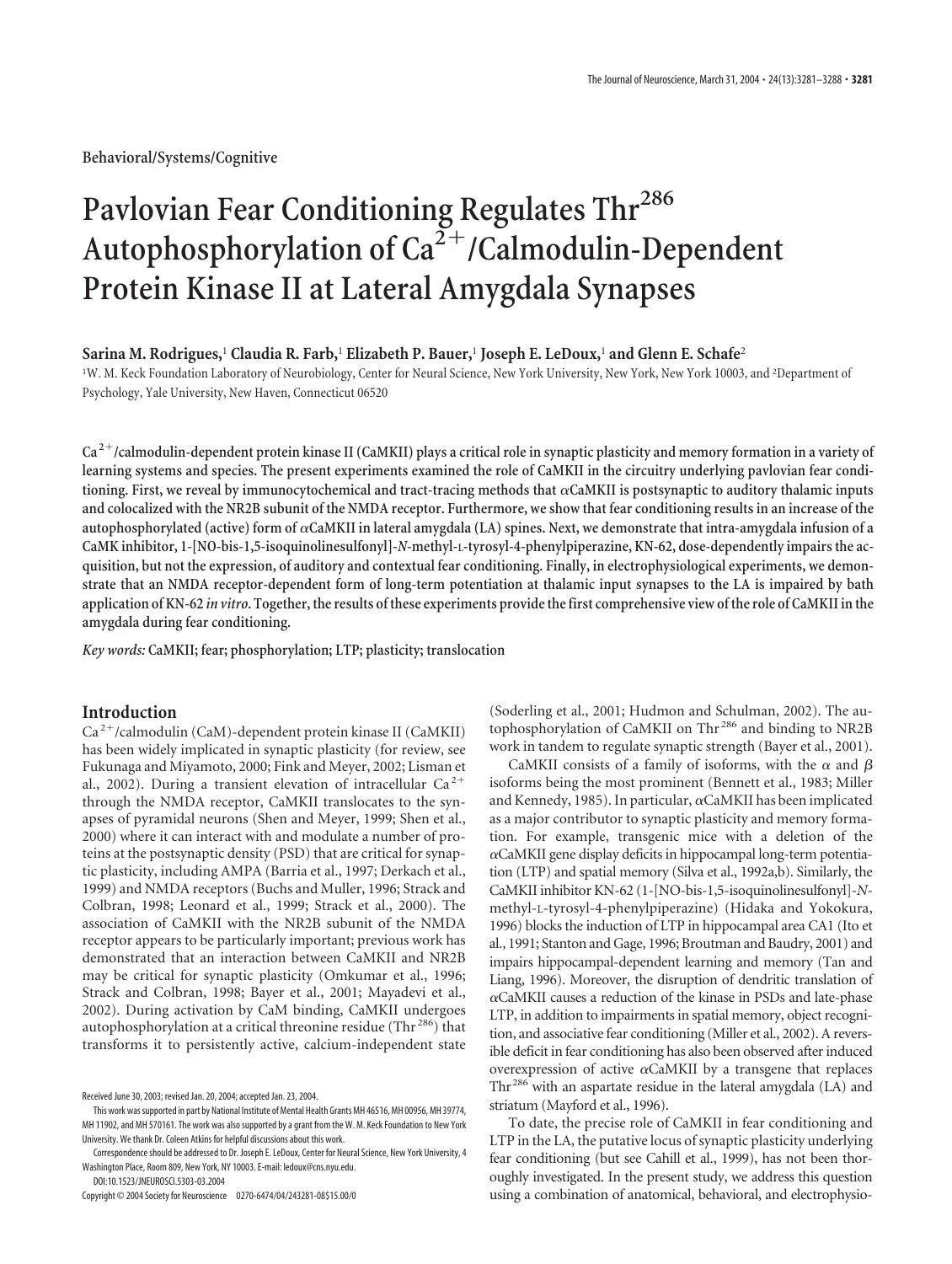Behavioral/Systems/Cognitive

# Pavlovian Fear Conditioning Regulates Thr$^{286}$ Autophosphorylation of Ca$^{2+}$/Calmodulin-Dependent Protein Kinase II at Lateral Amygdala Synapses

**Sarina M. Rodrigues,[1] Claudia R. Farb,[1] Elizabeth P. Bauer,[1] Joseph E. LeDoux,[1] and Glenn E. Schafe[2]**

[1]W. M. Keck Foundation Laboratory of Neurobiology, Center for Neural Science, New York University, New York, New York 10003, and [2]Department of Psychology, Yale University, New Haven, Connecticut 06520

**Ca$^{2+}$/calmodulin-dependent protein kinase II (CaMKII) plays a critical role in synaptic plasticity and memory formation in a variety of learning systems and species. The present experiments examined the role of CaMKII in the circuitry underlying pavlovian fear conditioning. First, we reveal by immunocytochemical and tract-tracing methods that αCaMKII is postsynaptic to auditory thalamic inputs and colocalized with the NR2B subunit of the NMDA receptor. Furthermore, we show that fear conditioning results in an increase of the autophosphorylated (active) form of αCaMKII in lateral amygdala (LA) spines. Next, we demonstrate that intra-amygdala infusion of a CaMK inhibitor, 1-[NO-bis-1,5-isoquinolinesulfonyl]-*N*-methyl-L-tyrosyl-4-phenylpiperazine, KN-62, dose-dependently impairs the acquisition, but not the expression, of auditory and contextual fear conditioning. Finally, in electrophysiological experiments, we demonstrate that an NMDA receptor-dependent form of long-term potentiation at thalamic input synapses to the LA is impaired by bath application of KN-62 *in vitro*. Together, the results of these experiments provide the first comprehensive view of the role of CaMKII in the amygdala during fear conditioning.**

*Key words:* **CaMKII; fear; phosphorylation; LTP; plasticity; translocation**

## Introduction

Ca$^{2+}$/calmodulin (CaM)-dependent protein kinase II (CaMKII) has been widely implicated in synaptic plasticity (for review, see Fukunaga and Miyamoto, 2000; Fink and Meyer, 2002; Lisman et al., 2002). During a transient elevation of intracellular Ca$^{2+}$ through the NMDA receptor, CaMKII translocates to the synapses of pyramidal neurons (Shen and Meyer, 1999; Shen et al., 2000) where it can interact with and modulate a number of proteins at the postsynaptic density (PSD) that are critical for synaptic plasticity, including AMPA (Barria et al., 1997; Derkach et al., 1999) and NMDA receptors (Buchs and Muller, 1996; Strack and Colbran, 1998; Leonard et al., 1999; Strack et al., 2000). The association of CaMKII with the NR2B subunit of the NMDA receptor appears to be particularly important; previous work has demonstrated that an interaction between CaMKII and NR2B may be critical for synaptic plasticity (Omkumar et al., 1996; Strack and Colbran, 1998; Bayer et al., 2001; Mayadevi et al., 2002). During activation by CaM binding, CaMKII undergoes autophosphorylation at a critical threonine residue (Thr$^{286}$) that transforms it to persistently active, calcium-independent state (Soderling et al., 2001; Hudmon and Schulman, 2002). The autophosphorylation of CaMKII on Thr$^{286}$ and binding to NR2B work in tandem to regulate synaptic strength (Bayer et al., 2001).

CaMKII consists of a family of isoforms, with the α and β isoforms being the most prominent (Bennett et al., 1983; Miller and Kennedy, 1985). In particular, αCaMKII has been implicated as a major contributor to synaptic plasticity and memory formation. For example, transgenic mice with a deletion of the αCaMKII gene display deficits in hippocampal long-term potentiation (LTP) and spatial memory (Silva et al., 1992a,b). Similarly, the CaMKII inhibitor KN-62 (1-[NO-bis-1,5-isoquinolinesulfonyl]-*N*-methyl-L-tyrosyl-4-phenylpiperazine) (Hidaka and Yokokura, 1996) blocks the induction of LTP in hippocampal area CA1 (Ito et al., 1991; Stanton and Gage, 1996; Broutman and Baudry, 2001) and impairs hippocampal-dependent learning and memory (Tan and Liang, 1996). Moreover, the disruption of dendritic translation of αCaMKII causes a reduction of the kinase in PSDs and late-phase LTP, in addition to impairments in spatial memory, object recognition, and associative fear conditioning (Miller et al., 2002). A reversible deficit in fear conditioning has also been observed after induced overexpression of active αCaMKII by a transgene that replaces Thr$^{286}$ with an aspartate residue in the lateral amygdala (LA) and striatum (Mayford et al., 1996).

To date, the precise role of CaMKII in fear conditioning and LTP in the LA, the putative locus of synaptic plasticity underlying fear conditioning (but see Cahill et al., 1999), has not been thoroughly investigated. In the present study, we address this question using a combination of anatomical, behavioral, and electrophysio-

Received June 30, 2003; revised Jan. 20, 2004; accepted Jan. 23, 2004.

This work was supported in part by National Institute of Mental Health Grants MH 46516, MH 00956, MH 39774, MH 11902, and MH 570161. The work was also supported by a grant from the W. M. Keck Foundation to New York University. We thank Dr. Coleen Atkins for helpful discussions about this work.

Correspondence should be addressed to Dr. Joseph E. LeDoux, Center for Neural Science, New York University, 4 Washington Place, Room 809, New York, NY 10003. E-mail: ledoux@cns.nyu.edu.

DOI:10.1523/JNEUROSCI.5303-03.2004

Copyright © 2004 Society for Neuroscience 0270-6474/04/243281-08$15.00/0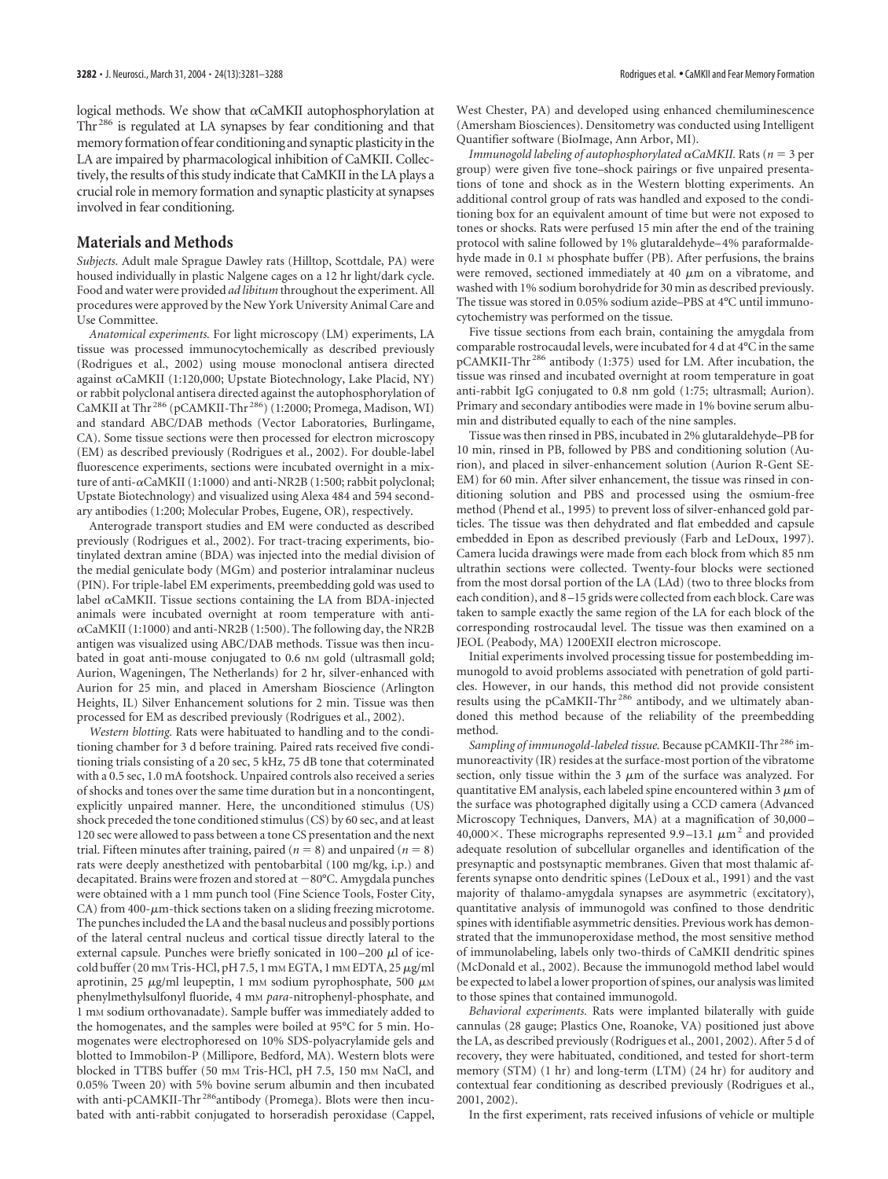logical methods. We show that αCaMKII autophosphorylation at $Thr^{286}$ is regulated at LA synapses by fear conditioning and that memory formation of fear conditioning and synaptic plasticity in the LA are impaired by pharmacological inhibition of CaMKII. Collectively, the results of this study indicate that CaMKII in the LA plays a crucial role in memory formation and synaptic plasticity at synapses involved in fear conditioning.

## Materials and Methods

*Subjects.* Adult male Sprague Dawley rats (Hilltop, Scottdale, PA) were housed individually in plastic Nalgene cages on a 12 hr light/dark cycle. Food and water were provided *ad libitum* throughout the experiment. All procedures were approved by the New York University Animal Care and Use Committee.

*Anatomical experiments.* For light microscopy (LM) experiments, LA tissue was processed immunocytochemically as described previously (Rodrigues et al., 2002) using mouse monoclonal antisera directed against αCaMKII (1:120,000; Upstate Biotechnology, Lake Placid, NY) or rabbit polyclonal antisera directed against the autophosphorylation of CaMKII at $Thr^{286}$ (pCAMKII-$Thr^{286}$) (1:2000; Promega, Madison, WI) and standard ABC/DAB methods (Vector Laboratories, Burlingame, CA). Some tissue sections were then processed for electron microscopy (EM) as described previously (Rodrigues et al., 2002). For double-label fluorescence experiments, sections were incubated overnight in a mixture of anti-αCaMKII (1:1000) and anti-NR2B (1:500; rabbit polyclonal; Upstate Biotechnology) and visualized using Alexa 484 and 594 secondary antibodies (1:200; Molecular Probes, Eugene, OR), respectively.

Anterograde transport studies and EM were conducted as described previously (Rodrigues et al., 2002). For tract-tracing experiments, biotinylated dextran amine (BDA) was injected into the medial division of the medial geniculate body (MGm) and posterior intralaminar nucleus (PIN). For triple-label EM experiments, preembedding gold was used to label αCaMKII. Tissue sections containing the LA from BDA-injected animals were incubated overnight at room temperature with anti-αCaMKII (1:1000) and anti-NR2B (1:500). The following day, the NR2B antigen was visualized using ABC/DAB methods. Tissue was then incubated in goat anti-mouse conjugated to 0.6 nM gold (ultrasmall gold; Aurion, Wageningen, The Netherlands) for 2 hr, silver-enhanced with Aurion for 25 min, and placed in Amersham Bioscience (Arlington Heights, IL) Silver Enhancement solutions for 2 min. Tissue was then processed for EM as described previously (Rodrigues et al., 2002).

*Western blotting.* Rats were habituated to handling and to the conditioning chamber for 3 d before training. Paired rats received five conditioning trials consisting of a 20 sec, 5 kHz, 75 dB tone that coterminated with a 0.5 sec, 1.0 mA footshock. Unpaired controls also received a series of shocks and tones over the same time duration but in a noncontingent, explicitly unpaired manner. Here, the unconditioned stimulus (US) shock preceded the tone conditioned stimulus (CS) by 60 sec, and at least 120 sec were allowed to pass between a tone CS presentation and the next trial. Fifteen minutes after training, paired ($n = 8$) and unpaired ($n = 8$) rats were deeply anesthetized with pentobarbital (100 mg/kg, i.p.) and decapitated. Brains were frozen and stored at −80°C. Amygdala punches were obtained with a 1 mm punch tool (Fine Science Tools, Foster City, CA) from 400-μm-thick sections taken on a sliding freezing microtome. The punches included the LA and the basal nucleus and possibly portions of the lateral central nucleus and cortical tissue directly lateral to the external capsule. Punches were briefly sonicated in 100–200 μl of ice-cold buffer (20 mM Tris-HCl, pH 7.5, 1 mM EGTA, 1 mM EDTA, 25 μg/ml aprotinin, 25 μg/ml leupeptin, 1 mM sodium pyrophosphate, 500 μM phenylmethylsulfonyl fluoride, 4 mM *para*-nitrophenyl-phosphate, and 1 mM sodium orthovanadate). Sample buffer was immediately added to the homogenates, and the samples were boiled at 95°C for 5 min. Homogenates were electrophoresed on 10% SDS-polyacrylamide gels and blotted to Immobilon-P (Millipore, Bedford, MA). Western blots were blocked in TTBS buffer (50 mM Tris-HCl, pH 7.5, 150 mM NaCl, and 0.05% Tween 20) with 5% bovine serum albumin and then incubated with anti-pCAMKII-$Thr^{286}$antibody (Promega). Blots were then incubated with anti-rabbit conjugated to horseradish peroxidase (Cappel, West Chester, PA) and developed using enhanced chemiluminescence (Amersham Biosciences). Densitometry was conducted using Intelligent Quantifier software (BioImage, Ann Arbor, MI).

*Immunogold labeling of autophosphorylated αCaMKII.* Rats ($n = 3$ per group) were given five tone–shock pairings or five unpaired presentations of tone and shock as in the Western blotting experiments. An additional control group of rats was handled and exposed to the conditioning box for an equivalent amount of time but were not exposed to tones or shocks. Rats were perfused 15 min after the end of the training protocol with saline followed by 1% glutaraldehyde–4% paraformaldehyde made in 0.1 M phosphate buffer (PB). After perfusions, the brains were removed, sectioned immediately at 40 μm on a vibratome, and washed with 1% sodium borohydride for 30 min as described previously. The tissue was stored in 0.05% sodium azide–PBS at 4°C until immunocytochemistry was performed on the tissue.

Five tissue sections from each brain, containing the amygdala from comparable rostrocaudal levels, were incubated for 4 d at 4°C in the same pCAMKII-$Thr^{286}$ antibody (1:375) used for LM. After incubation, the tissue was rinsed and incubated overnight at room temperature in goat anti-rabbit IgG conjugated to 0.8 nm gold (1:75; ultrasmall; Aurion). Primary and secondary antibodies were made in 1% bovine serum albumin and distributed equally to each of the nine samples.

Tissue was then rinsed in PBS, incubated in 2% glutaraldehyde–PB for 10 min, rinsed in PB, followed by PBS and conditioning solution (Aurion), and placed in silver-enhancement solution (Aurion R-Gent SE-EM) for 60 min. After silver enhancement, the tissue was rinsed in conditioning solution and PBS and processed using the osmium-free method (Phend et al., 1995) to prevent loss of silver-enhanced gold particles. The tissue was then dehydrated and flat embedded and capsule embedded in Epon as described previously (Farb and LeDoux, 1997). Camera lucida drawings were made from each block from which 85 nm ultrathin sections were collected. Twenty-four blocks were sectioned from the most dorsal portion of the LA (LAd) (two to three blocks from each condition), and 8–15 grids were collected from each block. Care was taken to sample exactly the same region of the LA for each block of the corresponding rostrocaudal level. The tissue was then examined on a JEOL (Peabody, MA) 1200EXII electron microscope.

Initial experiments involved processing tissue for postembedding immunogold to avoid problems associated with penetration of gold particles. However, in our hands, this method did not provide consistent results using the pCaMKII-$Thr^{286}$ antibody, and we ultimately abandoned this method because of the reliability of the preembedding method.

*Sampling of immunogold-labeled tissue.* Because pCAMKII-$Thr^{286}$ immunoreactivity (IR) resides at the surface-most portion of the vibratome section, only tissue within the 3 μm of the surface was analyzed. For quantitative EM analysis, each labeled spine encountered within 3 μm of the surface was photographed digitally using a CCD camera (Advanced Microscopy Techniques, Danvers, MA) at a magnification of 30,000–40,000×. These micrographs represented 9.9–13.1 $\mu m^2$ and provided adequate resolution of subcellular organelles and identification of the presynaptic and postsynaptic membranes. Given that most thalamic afferents synapse onto dendritic spines (LeDoux et al., 1991) and the vast majority of thalamo-amygdala synapses are asymmetric (excitatory), quantitative analysis of immunogold was confined to those dendritic spines with identifiable asymmetric densities. Previous work has demonstrated that the immunoperoxidase method, the most sensitive method of immunolabeling, labels only two-thirds of CaMKII dendritic spines (McDonald et al., 2002). Because the immunogold method label would be expected to label a lower proportion of spines, our analysis was limited to those spines that contained immunogold.

*Behavioral experiments.* Rats were implanted bilaterally with guide cannulas (28 gauge; Plastics One, Roanoke, VA) positioned just above the LA, as described previously (Rodrigues et al., 2001, 2002). After 5 d of recovery, they were habituated, conditioned, and tested for short-term memory (STM) (1 hr) and long-term memory (LTM) (24 hr) for auditory and contextual fear conditioning as described previously (Rodrigues et al., 2001, 2002).

In the first experiment, rats received infusions of vehicle or multiple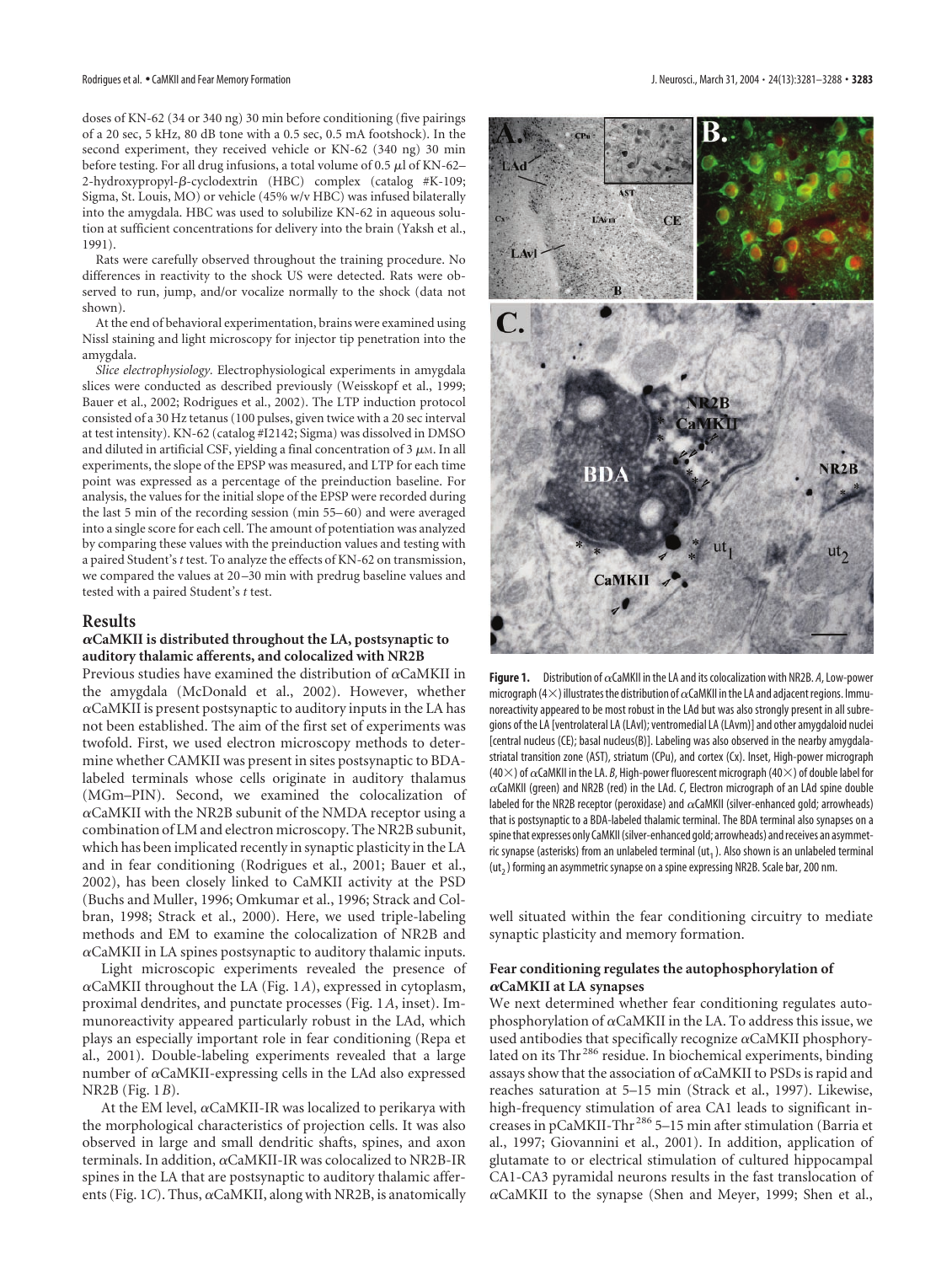doses of KN-62 (34 or 340 ng) 30 min before conditioning (five pairings of a 20 sec, 5 kHz, 80 dB tone with a 0.5 sec, 0.5 mA footshock). In the second experiment, they received vehicle or KN-62 (340 ng) 30 min before testing. For all drug infusions, a total volume of 0.5 μl of KN-62–2-hydroxypropyl-β-cyclodextrin (HBC) complex (catalog #K-109; Sigma, St. Louis, MO) or vehicle (45% w/v HBC) was infused bilaterally into the amygdala. HBC was used to solubilize KN-62 in aqueous solution at sufficient concentrations for delivery into the brain (Yaksh et al., 1991).

Rats were carefully observed throughout the training procedure. No differences in reactivity to the shock US were detected. Rats were observed to run, jump, and/or vocalize normally to the shock (data not shown).

At the end of behavioral experimentation, brains were examined using Nissl staining and light microscopy for injector tip penetration into the amygdala.

*Slice electrophysiology.* Electrophysiological experiments in amygdala slices were conducted as described previously (Weisskopf et al., 1999; Bauer et al., 2002; Rodrigues et al., 2002). The LTP induction protocol consisted of a 30 Hz tetanus (100 pulses, given twice with a 20 sec interval at test intensity). KN-62 (catalog #I2142; Sigma) was dissolved in DMSO and diluted in artificial CSF, yielding a final concentration of 3 μM. In all experiments, the slope of the EPSP was measured, and LTP for each time point was expressed as a percentage of the preinduction baseline. For analysis, the values for the initial slope of the EPSP were recorded during the last 5 min of the recording session (min 55–60) and were averaged into a single score for each cell. The amount of potentiation was analyzed by comparing these values with the preinduction values and testing with a paired Student's *t* test. To analyze the effects of KN-62 on transmission, we compared the values at 20–30 min with predrug baseline values and tested with a paired Student's *t* test.

## Results

### αCaMKII is distributed throughout the LA, postsynaptic to auditory thalamic afferents, and colocalized with NR2B

Previous studies have examined the distribution of αCaMKII in the amygdala (McDonald et al., 2002). However, whether αCaMKII is present postsynaptic to auditory inputs in the LA has not been established. The aim of the first set of experiments was twofold. First, we used electron microscopy methods to determine whether CAMKII was present in sites postsynaptic to BDA-labeled terminals whose cells originate in auditory thalamus (MGm–PIN). Second, we examined the colocalization of αCaMKII with the NR2B subunit of the NMDA receptor using a combination of LM and electron microscopy. The NR2B subunit, which has been implicated recently in synaptic plasticity in the LA and in fear conditioning (Rodrigues et al., 2001; Bauer et al., 2002), has been closely linked to CaMKII activity at the PSD (Buchs and Muller, 1996; Omkumar et al., 1996; Strack and Colbran, 1998; Strack et al., 2000). Here, we used triple-labeling methods and EM to examine the colocalization of NR2B and αCaMKII in LA spines postsynaptic to auditory thalamic inputs.

Light microscopic experiments revealed the presence of αCaMKII throughout the LA (Fig. 1*A*), expressed in cytoplasm, proximal dendrites, and punctate processes (Fig. 1*A*, inset). Immunoreactivity appeared particularly robust in the LAd, which plays an especially important role in fear conditioning (Repa et al., 2001). Double-labeling experiments revealed that a large number of αCaMKII-expressing cells in the LAd also expressed NR2B (Fig. 1*B*).

At the EM level, αCaMKII-IR was localized to perikarya with the morphological characteristics of projection cells. It was also observed in large and small dendritic shafts, spines, and axon terminals. In addition, αCaMKII-IR was colocalized to NR2B-IR spines in the LA that are postsynaptic to auditory thalamic afferents (Fig. 1*C*). Thus, αCaMKII, along with NR2B, is anatomically well situated within the fear conditioning circuitry to mediate synaptic plasticity and memory formation.

**Figure 1.** Distribution of αCaMKII in the LA and its colocalization with NR2B. *A*, Low-power micrograph (4×) illustrates the distribution of αCaMKII in the LA and adjacent regions. Immunoreactivity appeared to be most robust in the LAd but was also strongly present in all subregions of the LA [ventrolateral LA (LAvl); ventromedial LA (LAvm)] and other amygdaloid nuclei [central nucleus (CE); basal nucleus(B)]. Labeling was also observed in the nearby amygdala-striatal transition zone (AST), striatum (CPu), and cortex (Cx). Inset, High-power micrograph (40×) of αCaMKII in the LA. *B*, High-power fluorescent micrograph (40×) of double label for αCaMKII (green) and NR2B (red) in the LAd. *C*, Electron micrograph of an LAd spine double labeled for the NR2B receptor (peroxidase) and αCaMKII (silver-enhanced gold; arrowheads) that is postsynaptic to a BDA-labeled thalamic terminal. The BDA terminal also synapses on a spine that expresses only CaMKII (silver-enhanced gold; arrowheads) and receives an asymmetric synapse (asterisks) from an unlabeled terminal ($ut_1$). Also shown is an unlabeled terminal ($ut_2$) forming an asymmetric synapse on a spine expressing NR2B. Scale bar, 200 nm.

### Fear conditioning regulates the autophosphorylation of αCaMKII at LA synapses

We next determined whether fear conditioning regulates autophosphorylation of αCaMKII in the LA. To address this issue, we used antibodies that specifically recognize αCaMKII phosphorylated on its Thr[286] residue. In biochemical experiments, binding assays show that the association of αCaMKII to PSDs is rapid and reaches saturation at 5–15 min (Strack et al., 1997). Likewise, high-frequency stimulation of area CA1 leads to significant increases in pCaMKII-Thr[286] 5–15 min after stimulation (Barria et al., 1997; Giovannini et al., 2001). In addition, application of glutamate to or electrical stimulation of cultured hippocampal CA1-CA3 pyramidal neurons results in the fast translocation of αCaMKII to the synapse (Shen and Meyer, 1999; Shen et al.,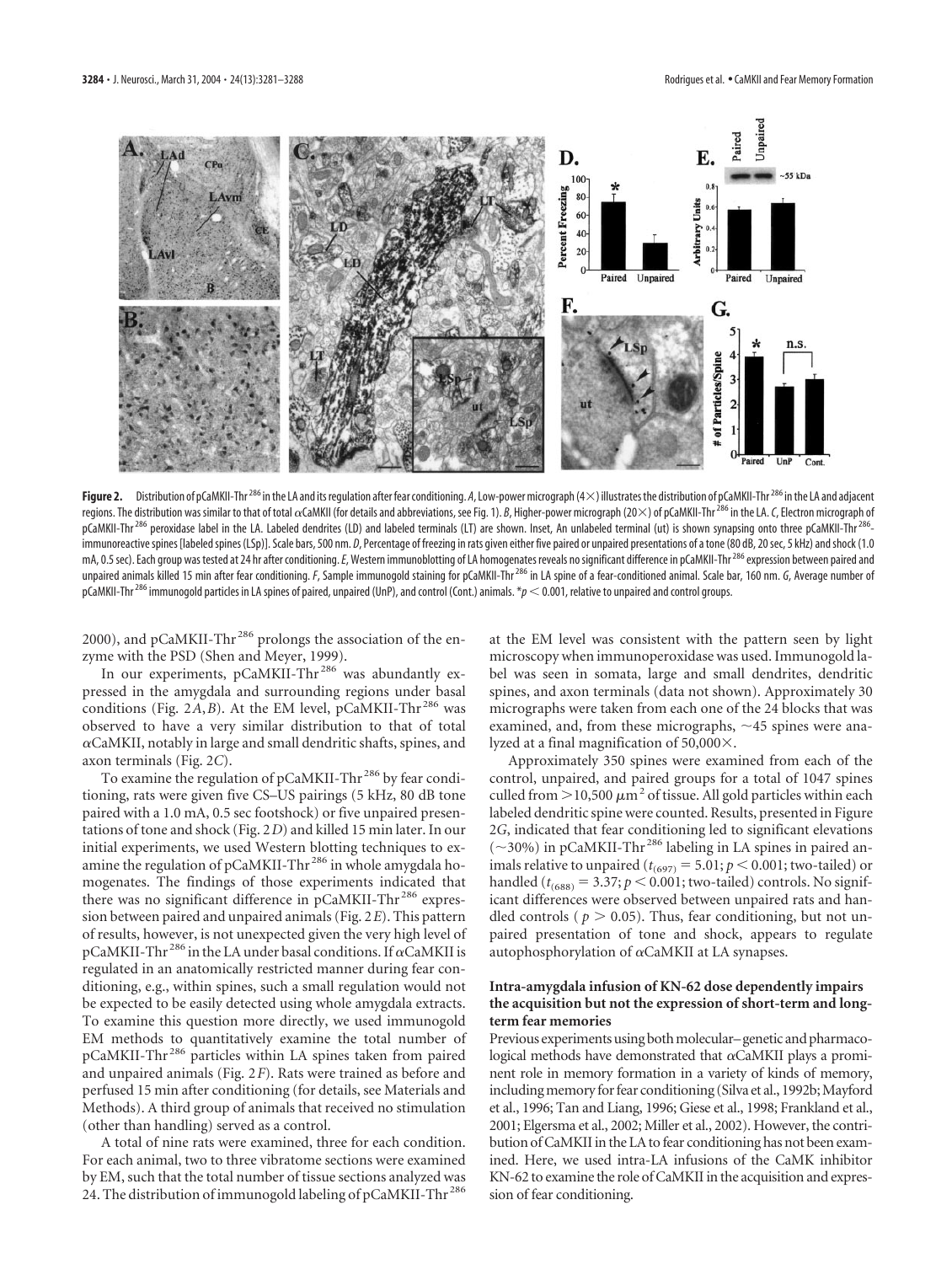**Figure 2.** Distribution of pCaMKII-Thr[286] in the LA and its regulation after fear conditioning. *A*, Low-power micrograph (4×) illustrates the distribution of pCaMKII-Thr[286] in the LA and adjacent regions. The distribution was similar to that of total αCaMKII (for details and abbreviations, see Fig. 1). *B*, Higher-power micrograph (20×) of pCaMKII-Thr[286] in the LA. *C*, Electron micrograph of pCaMKII-Thr[286] peroxidase label in the LA. Labeled dendrites (LD) and labeled terminals (LT) are shown. Inset, An unlabeled terminal (ut) is shown synapsing onto three pCaMKII-Thr[286]-immunoreactive spines [labeled spines (LSp)]. Scale bars, 500 nm. *D*, Percentage of freezing in rats given either five paired or unpaired presentations of a tone (80 dB, 20 sec, 5 kHz) and shock (1.0 mA, 0.5 sec). Each group was tested at 24 hr after conditioning. *E*, Western immunoblotting of LA homogenates reveals no significant difference in pCaMKII-Thr[286] expression between paired and unpaired animals killed 15 min after fear conditioning. *F*, Sample immunogold staining for pCaMKII-Thr[286] in LA spine of a fear-conditioned animal. Scale bar, 160 nm. *G*, Average number of pCaMKII-Thr[286] immunogold particles in LA spines of paired, unpaired (UnP), and control (Cont.) animals. *$p < 0.001$, relative to unpaired and control groups.

2000), and pCaMKII-Thr[286] prolongs the association of the enzyme with the PSD (Shen and Meyer, 1999).

In our experiments, pCaMKII-Thr[286] was abundantly expressed in the amygdala and surrounding regions under basal conditions (Fig. 2*A*,*B*). At the EM level, pCaMKII-Thr[286] was observed to have a very similar distribution to that of total αCaMKII, notably in large and small dendritic shafts, spines, and axon terminals (Fig. 2*C*).

To examine the regulation of pCaMKII-Thr[286] by fear conditioning, rats were given five CS–US pairings (5 kHz, 80 dB tone paired with a 1.0 mA, 0.5 sec footshock) or five unpaired presentations of tone and shock (Fig. 2*D*) and killed 15 min later. In our initial experiments, we used Western blotting techniques to examine the regulation of pCaMKII-Thr[286] in whole amygdala homogenates. The findings of those experiments indicated that there was no significant difference in pCaMKII-Thr[286] expression between paired and unpaired animals (Fig. 2*E*). This pattern of results, however, is not unexpected given the very high level of pCaMKII-Thr[286] in the LA under basal conditions. If αCaMKII is regulated in an anatomically restricted manner during fear conditioning, e.g., within spines, such a small regulation would not be expected to be easily detected using whole amygdala extracts. To examine this question more directly, we used immunogold EM methods to quantitatively examine the total number of pCaMKII-Thr[286] particles within LA spines taken from paired and unpaired animals (Fig. 2*F*). Rats were trained as before and perfused 15 min after conditioning (for details, see Materials and Methods). A third group of animals that received no stimulation (other than handling) served as a control.

A total of nine rats were examined, three for each condition. For each animal, two to three vibratome sections were examined by EM, such that the total number of tissue sections analyzed was 24. The distribution of immunogold labeling of pCaMKII-Thr[286] at the EM level was consistent with the pattern seen by light microscopy when immunoperoxidase was used. Immunogold label was seen in somata, large and small dendrites, dendritic spines, and axon terminals (data not shown). Approximately 30 micrographs were taken from each one of the 24 blocks that was examined, and, from these micrographs, ~45 spines were analyzed at a final magnification of 50,000×.

Approximately 350 spines were examined from each of the control, unpaired, and paired groups for a total of 1047 spines culled from >10,500 $\mu m^2$ of tissue. All gold particles within each labeled dendritic spine were counted. Results, presented in Figure 2*G*, indicated that fear conditioning led to significant elevations (~30%) in pCaMKII-Thr[286] labeling in LA spines in paired animals relative to unpaired ($t_{(697)} = 5.01$; $p < 0.001$; two-tailed) or handled ($t_{(688)} = 3.37$; $p < 0.001$; two-tailed) controls. No significant differences were observed between unpaired rats and handled controls ($p > 0.05$). Thus, fear conditioning, but not unpaired presentation of tone and shock, appears to regulate autophosphorylation of αCaMKII at LA synapses.

### Intra-amygdala infusion of KN-62 dose dependently impairs the acquisition but not the expression of short-term and long-term fear memories

Previous experiments using both molecular–genetic and pharmacological methods have demonstrated that αCaMKII plays a prominent role in memory formation in a variety of kinds of memory, including memory for fear conditioning (Silva et al., 1992b; Mayford et al., 1996; Tan and Liang, 1996; Giese et al., 1998; Frankland et al., 2001; Elgersma et al., 2002; Miller et al., 2002). However, the contribution of CaMKII in the LA to fear conditioning has not been examined. Here, we used intra-LA infusions of the CaMK inhibitor KN-62 to examine the role of CaMKII in the acquisition and expression of fear conditioning.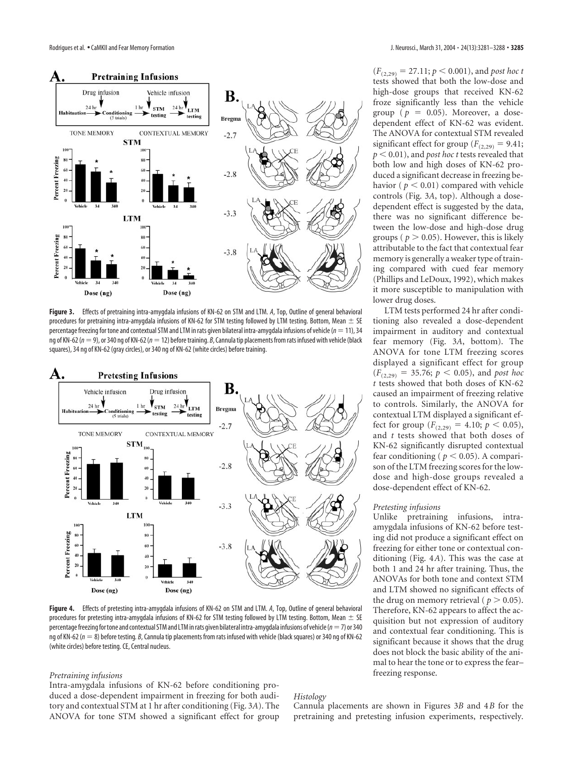**Figure 3.** Effects of pretraining intra-amygdala infusions of KN-62 on STM and LTM. *A*, Top, Outline of general behavioral procedures for pretraining intra-amygdala infusions of KN-62 for STM testing followed by LTM testing. Bottom, Mean ± SE percentage freezing for tone and contextual STM and LTM in rats given bilateral intra-amygdala infusions of vehicle ($n = 11$), 34 ng of KN-62 ($n = 9$), or 340 ng of KN-62 ($n = 12$) before training. *B*, Cannula tip placements from rats infused with vehicle (black squares), 34 ng of KN-62 (gray circles), or 340 ng of KN-62 (white circles) before training.

**Figure 4.** Effects of pretesting intra-amygdala infusions of KN-62 on STM and LTM. *A*, Top, Outline of general behavioral procedures for pretesting intra-amygdala infusions of KN-62 for STM testing followed by LTM testing. Bottom, Mean ± SE percentage freezing for tone and contextual STM and LTM in rats given bilateral intra-amygdala infusions of vehicle ($n = 7$) or 340 ng of KN-62 ($n = 8$) before testing. *B*, Cannula tip placements from rats infused with vehicle (black squares) or 340 ng of KN-62 (white circles) before testing. CE, Central nucleus.

*Pretraining infusions*

Intra-amygdala infusions of KN-62 before conditioning produced a dose-dependent impairment in freezing for both auditory and contextual STM at 1 hr after conditioning (Fig. 3*A*). The ANOVA for tone STM showed a significant effect for group ($F_{(2,29)} = 27.11$; $p < 0.001$), and *post hoc t* tests showed that both the low-dose and high-dose groups that received KN-62 froze significantly less than the vehicle group ($p = 0.05$). Moreover, a dose-dependent effect of KN-62 was evident. The ANOVA for contextual STM revealed significant effect for group ($F_{(2,29)} = 9.41$; $p < 0.01$), and *post hoc t* tests revealed that both low and high doses of KN-62 produced a significant decrease in freezing behavior ($p < 0.01$) compared with vehicle controls (Fig. 3*A*, top). Although a dose-dependent effect is suggested by the data, there was no significant difference between the low-dose and high-dose drug groups ($p > 0.05$). However, this is likely attributable to the fact that contextual fear memory is generally a weaker type of training compared with cued fear memory (Phillips and LeDoux, 1992), which makes it more susceptible to manipulation with lower drug doses.

LTM tests performed 24 hr after conditioning also revealed a dose-dependent impairment in auditory and contextual fear memory (Fig. 3*A*, bottom). The ANOVA for tone LTM freezing scores displayed a significant effect for group ($F_{(2,29)} = 35.76$; $p < 0.05$), and *post hoc t* tests showed that both doses of KN-62 caused an impairment of freezing relative to controls. Similarly, the ANOVA for contextual LTM displayed a significant effect for group ($F_{(2,29)} = 4.10$; $p < 0.05$), and *t* tests showed that both doses of KN-62 significantly disrupted contextual fear conditioning ($p < 0.05$). A comparison of the LTM freezing scores for the low-dose and high-dose groups revealed a dose-dependent effect of KN-62.

*Pretesting infusions*

Unlike pretraining infusions, intra-amygdala infusions of KN-62 before testing did not produce a significant effect on freezing for either tone or contextual conditioning (Fig. 4*A*). This was the case at both 1 and 24 hr after training. Thus, the ANOVAs for both tone and context STM and LTM showed no significant effects of the drug on memory retrieval ($p > 0.05$). Therefore, KN-62 appears to affect the acquisition but not expression of auditory and contextual fear conditioning. This is significant because it shows that the drug does not block the basic ability of the animal to hear the tone or to express the fear–freezing response.

*Histology*

Cannula placements are shown in Figures 3*B* and 4*B* for the pretraining and pretesting infusion experiments, respectively.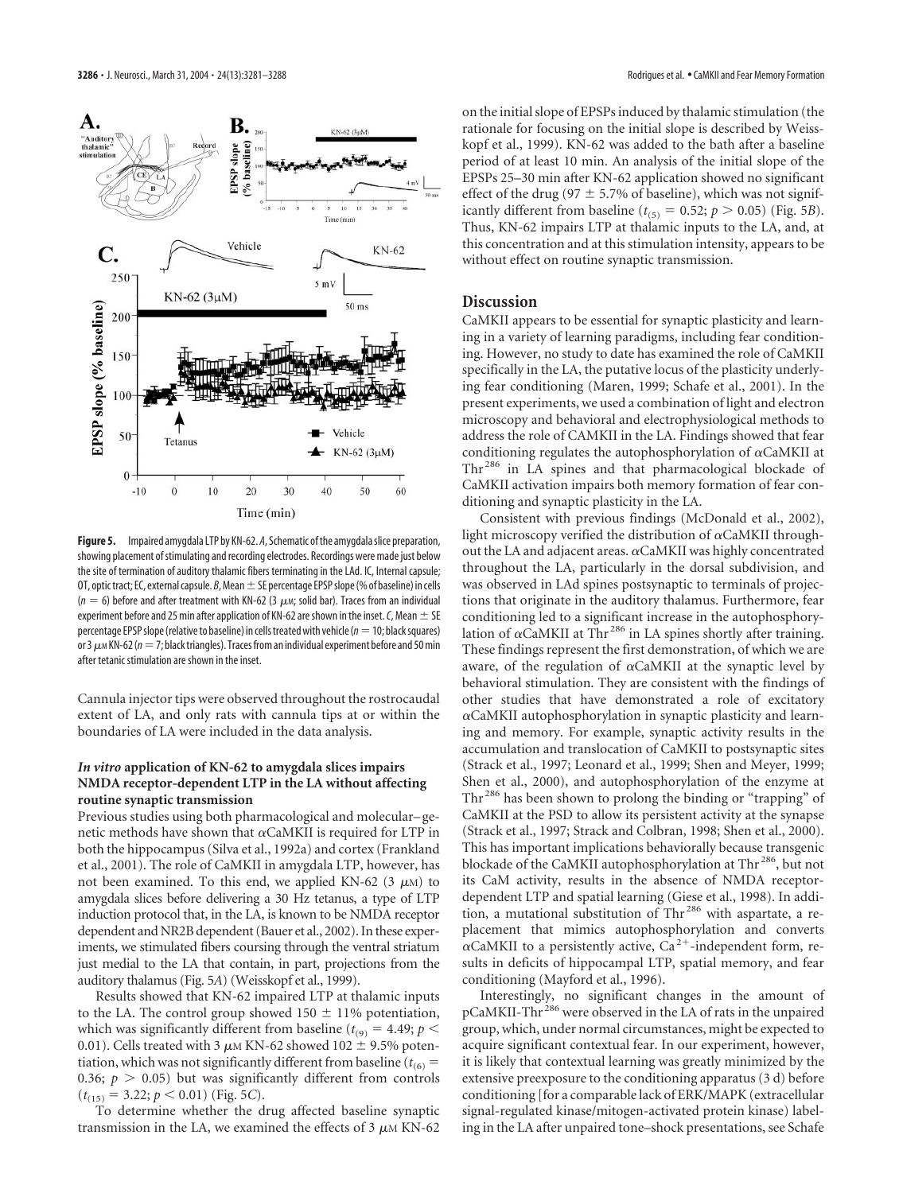**Figure 5.** Impaired amygdala LTP by KN-62. *A*, Schematic of the amygdala slice preparation, showing placement of stimulating and recording electrodes. Recordings were made just below the site of termination of auditory thalamic fibers terminating in the LAd. IC, Internal capsule; OT, optic tract; EC, external capsule. *B*, Mean ± SE percentage EPSP slope (% of baseline) in cells ($n = 6$) before and after treatment with KN-62 (3 μM; solid bar). Traces from an individual experiment before and 25 min after application of KN-62 are shown in the inset. *C*, Mean ± SE percentage EPSP slope (relative to baseline) in cells treated with vehicle ($n = 10$; black squares) or 3 μM KN-62 ($n = 7$; black triangles). Traces from an individual experiment before and 50 min after tetanic stimulation are shown in the inset.

Cannula injector tips were observed throughout the rostrocaudal extent of LA, and only rats with cannula tips at or within the boundaries of LA were included in the data analysis.

### *In vitro* application of KN-62 to amygdala slices impairs NMDA receptor-dependent LTP in the LA without affecting routine synaptic transmission

Previous studies using both pharmacological and molecular–genetic methods have shown that αCaMKII is required for LTP in both the hippocampus (Silva et al., 1992a) and cortex (Frankland et al., 2001). The role of CaMKII in amygdala LTP, however, has not been examined. To this end, we applied KN-62 (3 μM) to amygdala slices before delivering a 30 Hz tetanus, a type of LTP induction protocol that, in the LA, is known to be NMDA receptor dependent and NR2B dependent (Bauer et al., 2002). In these experiments, we stimulated fibers coursing through the ventral striatum just medial to the LA that contain, in part, projections from the auditory thalamus (Fig. 5*A*) (Weisskopf et al., 1999).

Results showed that KN-62 impaired LTP at thalamic inputs to the LA. The control group showed 150 ± 11% potentiation, which was significantly different from baseline ($t_{(9)} = 4.49$; $p < 0.01$). Cells treated with 3 μM KN-62 showed 102 ± 9.5% potentiation, which was not significantly different from baseline ($t_{(6)} = 0.36$; $p > 0.05$) but was significantly different from controls ($t_{(15)} = 3.22$; $p < 0.01$) (Fig. 5*C*).

To determine whether the drug affected baseline synaptic transmission in the LA, we examined the effects of 3 μM KN-62 on the initial slope of EPSPs induced by thalamic stimulation (the rationale for focusing on the initial slope is described by Weisskopf et al., 1999). KN-62 was added to the bath after a baseline period of at least 10 min. An analysis of the initial slope of the EPSPs 25–30 min after KN-62 application showed no significant effect of the drug (97 ± 5.7% of baseline), which was not significantly different from baseline ($t_{(5)} = 0.52$; $p > 0.05$) (Fig. 5*B*). Thus, KN-62 impairs LTP at thalamic inputs to the LA, and, at this concentration and at this stimulation intensity, appears to be without effect on routine synaptic transmission.

## Discussion

CaMKII appears to be essential for synaptic plasticity and learning in a variety of learning paradigms, including fear conditioning. However, no study to date has examined the role of CaMKII specifically in the LA, the putative locus of the plasticity underlying fear conditioning (Maren, 1999; Schafe et al., 2001). In the present experiments, we used a combination of light and electron microscopy and behavioral and electrophysiological methods to address the role of CAMKII in the LA. Findings showed that fear conditioning regulates the autophosphorylation of αCaMKII at $Thr^{286}$ in LA spines and that pharmacological blockade of CaMKII activation impairs both memory formation of fear conditioning and synaptic plasticity in the LA.

Consistent with previous findings (McDonald et al., 2002), light microscopy verified the distribution of αCaMKII throughout the LA and adjacent areas. αCaMKII was highly concentrated throughout the LA, particularly in the dorsal subdivision, and was observed in LAd spines postsynaptic to terminals of projections that originate in the auditory thalamus. Furthermore, fear conditioning led to a significant increase in the autophosphorylation of αCaMKII at $Thr^{286}$ in LA spines shortly after training. These findings represent the first demonstration, of which we are aware, of the regulation of αCaMKII at the synaptic level by behavioral stimulation. They are consistent with the findings of other studies that have demonstrated a role of excitatory αCaMKII autophosphorylation in synaptic plasticity and learning and memory. For example, synaptic activity results in the accumulation and translocation of CaMKII to postsynaptic sites (Strack et al., 1997; Leonard et al., 1999; Shen and Meyer, 1999; Shen et al., 2000), and autophosphorylation of the enzyme at $Thr^{286}$ has been shown to prolong the binding or "trapping" of CaMKII at the PSD to allow its persistent activity at the synapse (Strack et al., 1997; Strack and Colbran, 1998; Shen et al., 2000). This has important implications behaviorally because transgenic blockade of the CaMKII autophosphorylation at $Thr^{286}$, but not its CaM activity, results in the absence of NMDA receptor-dependent LTP and spatial learning (Giese et al., 1998). In addition, a mutational substitution of $Thr^{286}$ with aspartate, a replacement that mimics autophosphorylation and converts αCaMKII to a persistently active, $Ca^{2+}$-independent form, results in deficits of hippocampal LTP, spatial memory, and fear conditioning (Mayford et al., 1996).

Interestingly, no significant changes in the amount of pCaMKII-$Thr^{286}$ were observed in the LA of rats in the unpaired group, which, under normal circumstances, might be expected to acquire significant contextual fear. In our experiment, however, it is likely that contextual learning was greatly minimized by the extensive preexposure to the conditioning apparatus (3 d) before conditioning [for a comparable lack of ERK/MAPK (extracellular signal-regulated kinase/mitogen-activated protein kinase) labeling in the LA after unpaired tone–shock presentations, see Schafe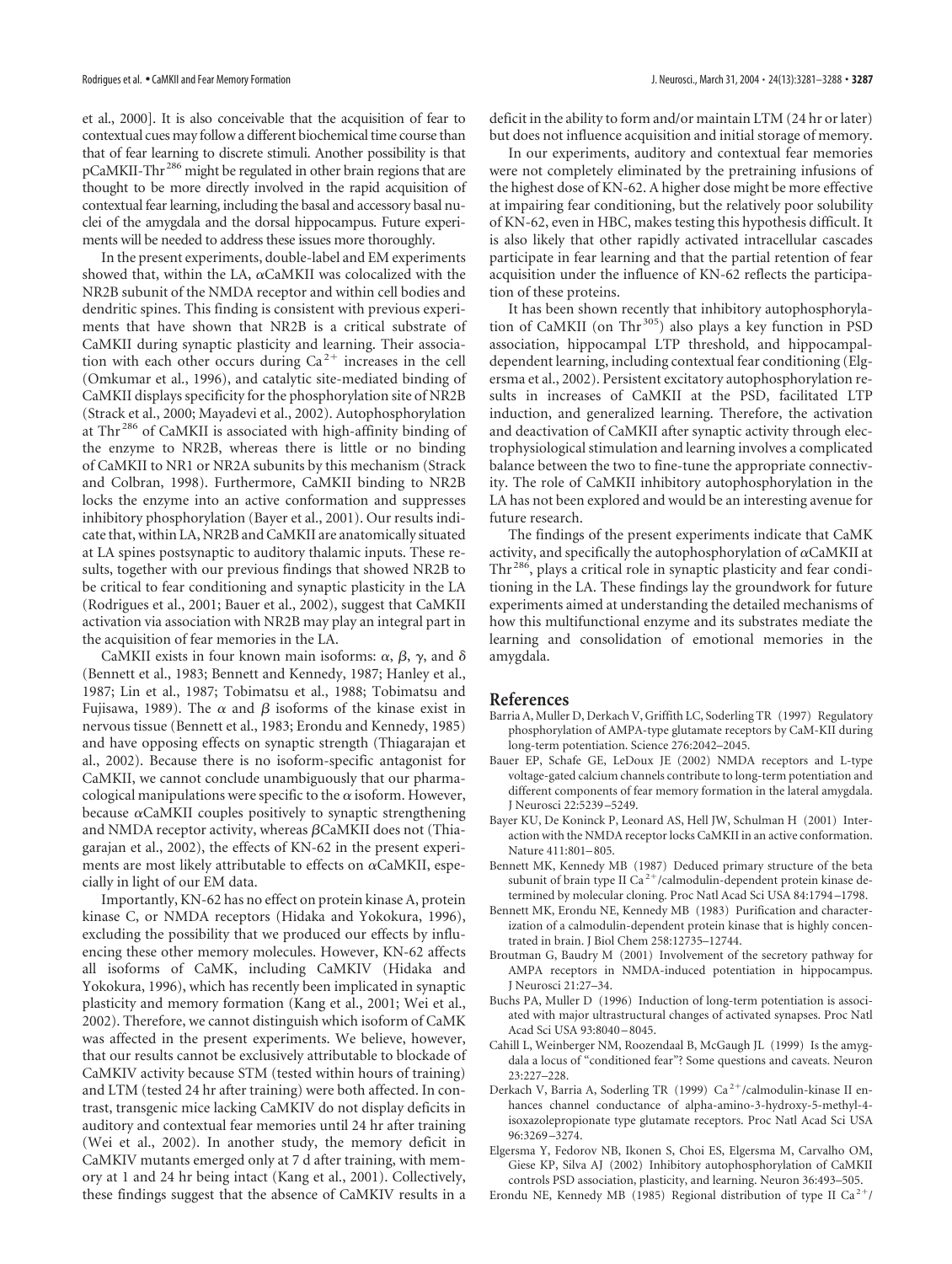et al., 2000]. It is also conceivable that the acquisition of fear to contextual cues may follow a different biochemical time course than that of fear learning to discrete stimuli. Another possibility is that pCaMKII-Thr[286] might be regulated in other brain regions that are thought to be more directly involved in the rapid acquisition of contextual fear learning, including the basal and accessory basal nuclei of the amygdala and the dorsal hippocampus. Future experiments will be needed to address these issues more thoroughly.

In the present experiments, double-label and EM experiments showed that, within the LA, αCaMKII was colocalized with the NR2B subunit of the NMDA receptor and within cell bodies and dendritic spines. This finding is consistent with previous experiments that have shown that NR2B is a critical substrate of CaMKII during synaptic plasticity and learning. Their association with each other occurs during $Ca^{2+}$ increases in the cell (Omkumar et al., 1996), and catalytic site-mediated binding of CaMKII displays specificity for the phosphorylation site of NR2B (Strack et al., 2000; Mayadevi et al., 2002). Autophosphorylation at Thr[286] of CaMKII is associated with high-affinity binding of the enzyme to NR2B, whereas there is little or no binding of CaMKII to NR1 or NR2A subunits by this mechanism (Strack and Colbran, 1998). Furthermore, CaMKII binding to NR2B locks the enzyme into an active conformation and suppresses inhibitory phosphorylation (Bayer et al., 2001). Our results indicate that, within LA, NR2B and CaMKII are anatomically situated at LA spines postsynaptic to auditory thalamic inputs. These results, together with our previous findings that showed NR2B to be critical to fear conditioning and synaptic plasticity in the LA (Rodrigues et al., 2001; Bauer et al., 2002), suggest that CaMKII activation via association with NR2B may play an integral part in the acquisition of fear memories in the LA.

CaMKII exists in four known main isoforms: α, β, γ, and δ (Bennett et al., 1983; Bennett and Kennedy, 1987; Hanley et al., 1987; Lin et al., 1987; Tobimatsu et al., 1988; Tobimatsu and Fujisawa, 1989). The α and β isoforms of the kinase exist in nervous tissue (Bennett et al., 1983; Erondu and Kennedy, 1985) and have opposing effects on synaptic strength (Thiagarajan et al., 2002). Because there is no isoform-specific antagonist for CaMKII, we cannot conclude unambiguously that our pharmacological manipulations were specific to the α isoform. However, because αCaMKII couples positively to synaptic strengthening and NMDA receptor activity, whereas βCaMKII does not (Thiagarajan et al., 2002), the effects of KN-62 in the present experiments are most likely attributable to effects on αCaMKII, especially in light of our EM data.

Importantly, KN-62 has no effect on protein kinase A, protein kinase C, or NMDA receptors (Hidaka and Yokokura, 1996), excluding the possibility that we produced our effects by influencing these other memory molecules. However, KN-62 affects all isoforms of CaMK, including CaMKIV (Hidaka and Yokokura, 1996), which has recently been implicated in synaptic plasticity and memory formation (Kang et al., 2001; Wei et al., 2002). Therefore, we cannot distinguish which isoform of CaMK was affected in the present experiments. We believe, however, that our results cannot be exclusively attributable to blockade of CaMKIV activity because STM (tested within hours of training) and LTM (tested 24 hr after training) were both affected. In contrast, transgenic mice lacking CaMKIV do not display deficits in auditory and contextual fear memories until 24 hr after training (Wei et al., 2002). In another study, the memory deficit in CaMKIV mutants emerged only at 7 d after training, with memory at 1 and 24 hr being intact (Kang et al., 2001). Collectively, these findings suggest that the absence of CaMKIV results in a deficit in the ability to form and/or maintain LTM (24 hr or later) but does not influence acquisition and initial storage of memory.

In our experiments, auditory and contextual fear memories were not completely eliminated by the pretraining infusions of the highest dose of KN-62. A higher dose might be more effective at impairing fear conditioning, but the relatively poor solubility of KN-62, even in HBC, makes testing this hypothesis difficult. It is also likely that other rapidly activated intracellular cascades participate in fear learning and that the partial retention of fear acquisition under the influence of KN-62 reflects the participation of these proteins.

It has been shown recently that inhibitory autophosphorylation of CaMKII (on Thr[305]) also plays a key function in PSD association, hippocampal LTP threshold, and hippocampal-dependent learning, including contextual fear conditioning (Elgersma et al., 2002). Persistent excitatory autophosphorylation results in increases of CaMKII at the PSD, facilitated LTP induction, and generalized learning. Therefore, the activation and deactivation of CaMKII after synaptic activity through electrophysiological stimulation and learning involves a complicated balance between the two to fine-tune the appropriate connectivity. The role of CaMKII inhibitory autophosphorylation in the LA has not been explored and would be an interesting avenue for future research.

The findings of the present experiments indicate that CaMK activity, and specifically the autophosphorylation of αCaMKII at Thr[286], plays a critical role in synaptic plasticity and fear conditioning in the LA. These findings lay the groundwork for future experiments aimed at understanding the detailed mechanisms of how this multifunctional enzyme and its substrates mediate the learning and consolidation of emotional memories in the amygdala.

## References

Barria A, Muller D, Derkach V, Griffith LC, Soderling TR (1997) Regulatory phosphorylation of AMPA-type glutamate receptors by CaM-KII during long-term potentiation. Science 276:2042–2045.

Bauer EP, Schafe GE, LeDoux JE (2002) NMDA receptors and L-type voltage-gated calcium channels contribute to long-term potentiation and different components of fear memory formation in the lateral amygdala. J Neurosci 22:5239–5249.

Bayer KU, De Koninck P, Leonard AS, Hell JW, Schulman H (2001) Interaction with the NMDA receptor locks CaMKII in an active conformation. Nature 411:801–805.

Bennett MK, Kennedy MB (1987) Deduced primary structure of the beta subunit of brain type II $Ca^{2+}$/calmodulin-dependent protein kinase determined by molecular cloning. Proc Natl Acad Sci USA 84:1794–1798.

Bennett MK, Erondu NE, Kennedy MB (1983) Purification and characterization of a calmodulin-dependent protein kinase that is highly concentrated in brain. J Biol Chem 258:12735–12744.

Broutman G, Baudry M (2001) Involvement of the secretory pathway for AMPA receptors in NMDA-induced potentiation in hippocampus. J Neurosci 21:27–34.

Buchs PA, Muller D (1996) Induction of long-term potentiation is associated with major ultrastructural changes of activated synapses. Proc Natl Acad Sci USA 93:8040–8045.

Cahill L, Weinberger NM, Roozendaal B, McGaugh JL (1999) Is the amygdala a locus of "conditioned fear"? Some questions and caveats. Neuron 23:227–228.

Derkach V, Barria A, Soderling TR (1999) $Ca^{2+}$/calmodulin-kinase II enhances channel conductance of alpha-amino-3-hydroxy-5-methyl-4-isoxazolepropionate type glutamate receptors. Proc Natl Acad Sci USA 96:3269–3274.

Elgersma Y, Fedorov NB, Ikonen S, Choi ES, Elgersma M, Carvalho OM, Giese KP, Silva AJ (2002) Inhibitory autophosphorylation of CaMKII controls PSD association, plasticity, and learning. Neuron 36:493–505.

Erondu NE, Kennedy MB (1985) Regional distribution of type II $Ca^{2+}$/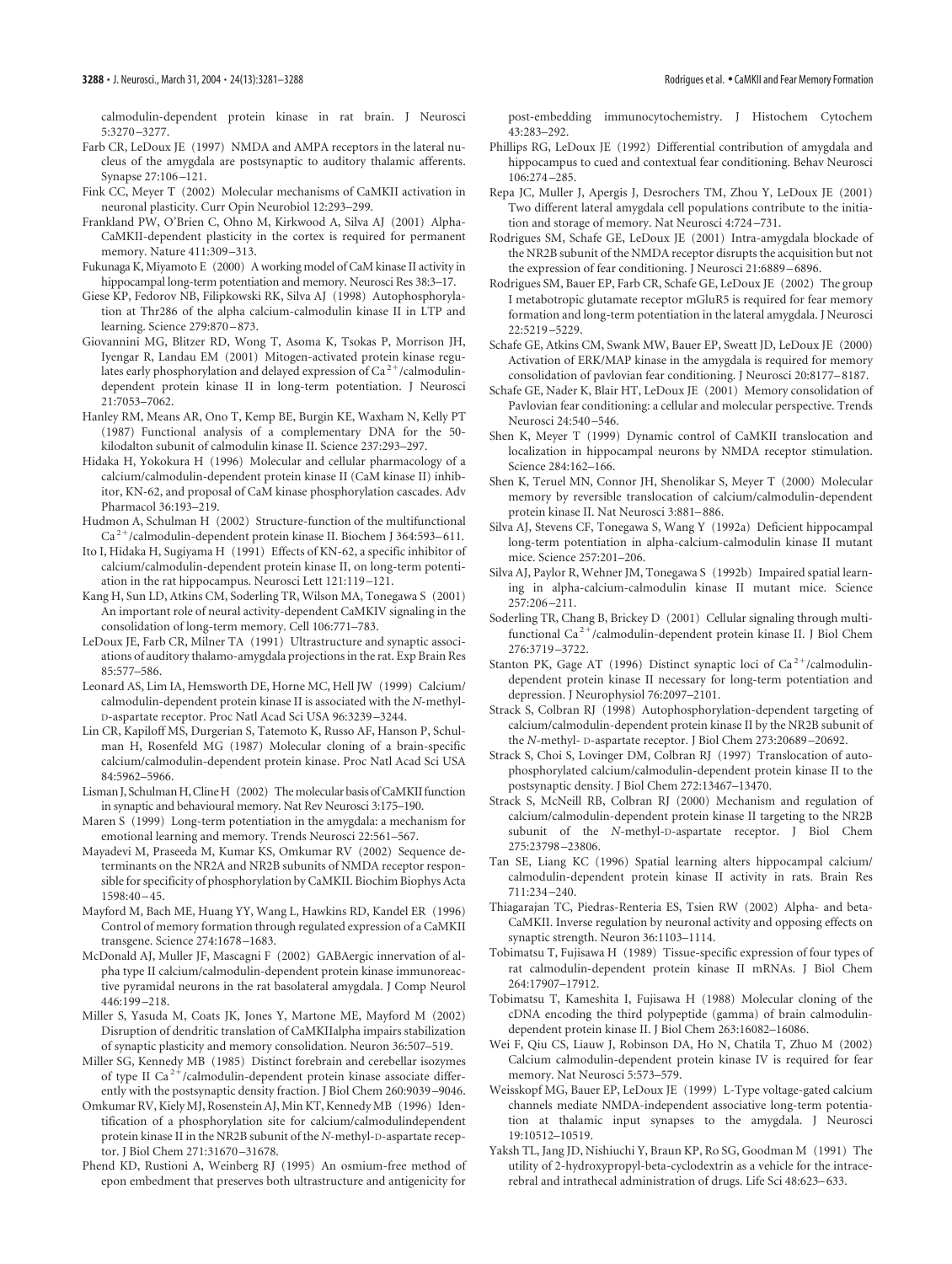calmodulin-dependent protein kinase in rat brain. J Neurosci 5:3270–3277.

Farb CR, LeDoux JE (1997) NMDA and AMPA receptors in the lateral nucleus of the amygdala are postsynaptic to auditory thalamic afferents. Synapse 27:106–121.

Fink CC, Meyer T (2002) Molecular mechanisms of CaMKII activation in neuronal plasticity. Curr Opin Neurobiol 12:293–299.

Frankland PW, O'Brien C, Ohno M, Kirkwood A, Silva AJ (2001) Alpha-CaMKII-dependent plasticity in the cortex is required for permanent memory. Nature 411:309–313.

Fukunaga K, Miyamoto E (2000) A working model of CaM kinase II activity in hippocampal long-term potentiation and memory. Neurosci Res 38:3–17.

Giese KP, Fedorov NB, Filipkowski RK, Silva AJ (1998) Autophosphorylation at Thr286 of the alpha calcium-calmodulin kinase II in LTP and learning. Science 279:870–873.

Giovannini MG, Blitzer RD, Wong T, Asoma K, Tsokas P, Morrison JH, Iyengar R, Landau EM (2001) Mitogen-activated protein kinase regulates early phosphorylation and delayed expression of $Ca^{2+}$/calmodulin-dependent protein kinase II in long-term potentiation. J Neurosci 21:7053–7062.

Hanley RM, Means AR, Ono T, Kemp BE, Burgin KE, Waxham N, Kelly PT (1987) Functional analysis of a complementary DNA for the 50-kilodalton subunit of calmodulin kinase II. Science 237:293–297.

Hidaka H, Yokokura H (1996) Molecular and cellular pharmacology of a calcium/calmodulin-dependent protein kinase II (CaM kinase II) inhibitor, KN-62, and proposal of CaM kinase phosphorylation cascades. Adv Pharmacol 36:193–219.

Hudmon A, Schulman H (2002) Structure-function of the multifunctional $Ca^{2+}$/calmodulin-dependent protein kinase II. Biochem J 364:593–611.

Ito I, Hidaka H, Sugiyama H (1991) Effects of KN-62, a specific inhibitor of calcium/calmodulin-dependent protein kinase II, on long-term potentiation in the rat hippocampus. Neurosci Lett 121:119–121.

Kang H, Sun LD, Atkins CM, Soderling TR, Wilson MA, Tonegawa S (2001) An important role of neural activity-dependent CaMKIV signaling in the consolidation of long-term memory. Cell 106:771–783.

LeDoux JE, Farb CR, Milner TA (1991) Ultrastructure and synaptic associations of auditory thalamo-amygdala projections in the rat. Exp Brain Res 85:577–586.

Leonard AS, Lim IA, Hemsworth DE, Horne MC, Hell JW (1999) Calcium/calmodulin-dependent protein kinase II is associated with the *N*-methyl-D-aspartate receptor. Proc Natl Acad Sci USA 96:3239–3244.

Lin CR, Kapiloff MS, Durgerian S, Tatemoto K, Russo AF, Hanson P, Schulman H, Rosenfeld MG (1987) Molecular cloning of a brain-specific calcium/calmodulin-dependent protein kinase. Proc Natl Acad Sci USA 84:5962–5966.

Lisman J, Schulman H, Cline H (2002) The molecular basis of CaMKII function in synaptic and behavioural memory. Nat Rev Neurosci 3:175–190.

Maren S (1999) Long-term potentiation in the amygdala: a mechanism for emotional learning and memory. Trends Neurosci 22:561–567.

Mayadevi M, Praseeda M, Kumar KS, Omkumar RV (2002) Sequence determinants on the NR2A and NR2B subunits of NMDA receptor responsible for specificity of phosphorylation by CaMKII. Biochim Biophys Acta 1598:40–45.

Mayford M, Bach ME, Huang YY, Wang L, Hawkins RD, Kandel ER (1996) Control of memory formation through regulated expression of a CaMKII transgene. Science 274:1678–1683.

McDonald AJ, Muller JF, Mascagni F (2002) GABAergic innervation of alpha type II calcium/calmodulin-dependent protein kinase immunoreactive pyramidal neurons in the rat basolateral amygdala. J Comp Neurol 446:199–218.

Miller S, Yasuda M, Coats JK, Jones Y, Martone ME, Mayford M (2002) Disruption of dendritic translation of CaMKIIalpha impairs stabilization of synaptic plasticity and memory consolidation. Neuron 36:507–519.

Miller SG, Kennedy MB (1985) Distinct forebrain and cerebellar isozymes of type II $Ca^{2+}$/calmodulin-dependent protein kinase associate differently with the postsynaptic density fraction. J Biol Chem 260:9039–9046.

Omkumar RV, Kiely MJ, Rosenstein AJ, Min KT, Kennedy MB (1996) Identification of a phosphorylation site for calcium/calmodulindependent protein kinase II in the NR2B subunit of the *N*-methyl-D-aspartate receptor. J Biol Chem 271:31670–31678.

Phend KD, Rustioni A, Weinberg RJ (1995) An osmium-free method of epon embedment that preserves both ultrastructure and antigenicity for post-embedding immunocytochemistry. J Histochem Cytochem 43:283–292.

Phillips RG, LeDoux JE (1992) Differential contribution of amygdala and hippocampus to cued and contextual fear conditioning. Behav Neurosci 106:274–285.

Repa JC, Muller J, Apergis J, Desrochers TM, Zhou Y, LeDoux JE (2001) Two different lateral amygdala cell populations contribute to the initiation and storage of memory. Nat Neurosci 4:724–731.

Rodrigues SM, Schafe GE, LeDoux JE (2001) Intra-amygdala blockade of the NR2B subunit of the NMDA receptor disrupts the acquisition but not the expression of fear conditioning. J Neurosci 21:6889–6896.

Rodrigues SM, Bauer EP, Farb CR, Schafe GE, LeDoux JE (2002) The group I metabotropic glutamate receptor mGluR5 is required for fear memory formation and long-term potentiation in the lateral amygdala. J Neurosci 22:5219–5229.

Schafe GE, Atkins CM, Swank MW, Bauer EP, Sweatt JD, LeDoux JE (2000) Activation of ERK/MAP kinase in the amygdala is required for memory consolidation of pavlovian fear conditioning. J Neurosci 20:8177–8187.

Schafe GE, Nader K, Blair HT, LeDoux JE (2001) Memory consolidation of Pavlovian fear conditioning: a cellular and molecular perspective. Trends Neurosci 24:540–546.

Shen K, Meyer T (1999) Dynamic control of CaMKII translocation and localization in hippocampal neurons by NMDA receptor stimulation. Science 284:162–166.

Shen K, Teruel MN, Connor JH, Shenolikar S, Meyer T (2000) Molecular memory by reversible translocation of calcium/calmodulin-dependent protein kinase II. Nat Neurosci 3:881–886.

Silva AJ, Stevens CF, Tonegawa S, Wang Y (1992a) Deficient hippocampal long-term potentiation in alpha-calcium-calmodulin kinase II mutant mice. Science 257:201–206.

Silva AJ, Paylor R, Wehner JM, Tonegawa S (1992b) Impaired spatial learning in alpha-calcium-calmodulin kinase II mutant mice. Science 257:206–211.

Soderling TR, Chang B, Brickey D (2001) Cellular signaling through multifunctional $Ca^{2+}$/calmodulin-dependent protein kinase II. J Biol Chem 276:3719–3722.

Stanton PK, Gage AT (1996) Distinct synaptic loci of $Ca^{2+}$/calmodulin-dependent protein kinase II necessary for long-term potentiation and depression. J Neurophysiol 76:2097–2101.

Strack S, Colbran RJ (1998) Autophosphorylation-dependent targeting of calcium/calmodulin-dependent protein kinase II by the NR2B subunit of the *N*-methyl- D-aspartate receptor. J Biol Chem 273:20689–20692.

Strack S, Choi S, Lovinger DM, Colbran RJ (1997) Translocation of autophosphorylated calcium/calmodulin-dependent protein kinase II to the postsynaptic density. J Biol Chem 272:13467–13470.

Strack S, McNeill RB, Colbran RJ (2000) Mechanism and regulation of calcium/calmodulin-dependent protein kinase II targeting to the NR2B subunit of the *N*-methyl-D-aspartate receptor. J Biol Chem 275:23798–23806.

Tan SE, Liang KC (1996) Spatial learning alters hippocampal calcium/calmodulin-dependent protein kinase II activity in rats. Brain Res 711:234–240.

Thiagarajan TC, Piedras-Renteria ES, Tsien RW (2002) Alpha- and beta-CaMKII. Inverse regulation by neuronal activity and opposing effects on synaptic strength. Neuron 36:1103–1114.

Tobimatsu T, Fujisawa H (1989) Tissue-specific expression of four types of rat calmodulin-dependent protein kinase II mRNAs. J Biol Chem 264:17907–17912.

Tobimatsu T, Kameshita I, Fujisawa H (1988) Molecular cloning of the cDNA encoding the third polypeptide (gamma) of brain calmodulin-dependent protein kinase II. J Biol Chem 263:16082–16086.

Wei F, Qiu CS, Liauw J, Robinson DA, Ho N, Chatila T, Zhuo M (2002) Calcium calmodulin-dependent protein kinase IV is required for fear memory. Nat Neurosci 5:573–579.

Weisskopf MG, Bauer EP, LeDoux JE (1999) L-Type voltage-gated calcium channels mediate NMDA-independent associative long-term potentiation at thalamic input synapses to the amygdala. J Neurosci 19:10512–10519.

Yaksh TL, Jang JD, Nishiuchi Y, Braun KP, Ro SG, Goodman M (1991) The utility of 2-hydroxypropyl-beta-cyclodextrin as a vehicle for the intracerebral and intrathecal administration of drugs. Life Sci 48:623–633.